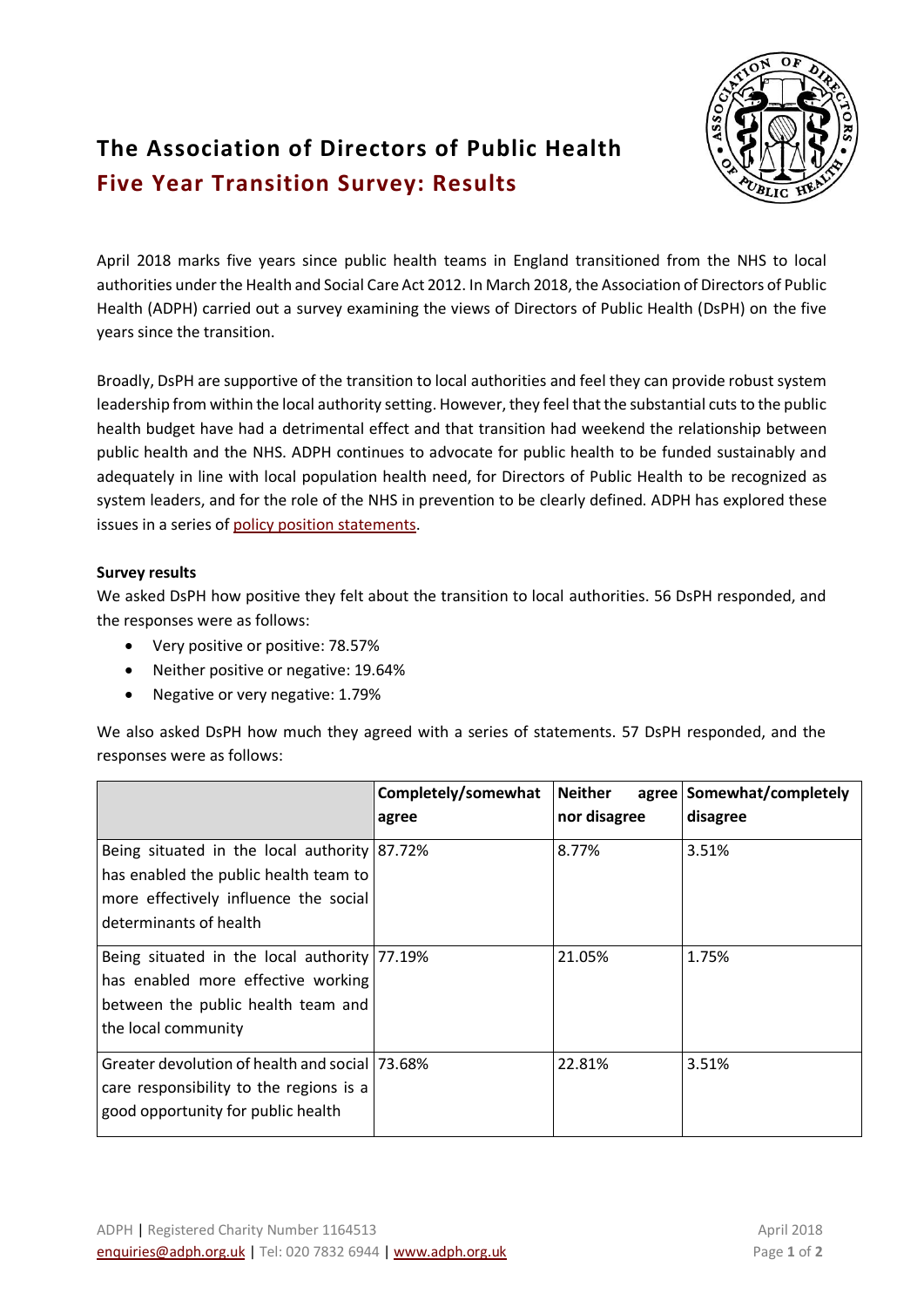# The Association of Directors of Public Health

## Five Year Transition Survey: Results

April 2018 marks five years since public health teams in England transitioned from the NHS to local authorities under the Health and Social Care Act 2012. In March 2018, the Association of Directors of Public Health (ADPH) carried out a survey examining the views of Directors of Public Health (DsPH) on the five years since the transition.

Broadly, DsPH are supportive of the transition to local authorities and feel they can provide robust system leadership from within the local authority setting. However, they feel that the substantial cuts to the public health budget have had a detrimental effect and that transition had weekend the relationship between public health and the NHS. ADPH continues to advocate for public health to be funded sustainably and adequately in line with local population health need, for Directors of Public Health to be recognized as system leaders, and for the role of the NHS in prevention to be clearly defined. ADPH has explored these issues in a series of policy position statements.

**Survey results**

We asked DsPH how positive they felt about the transition to local authorities. 56 DsPH responded, and the responses were as follows:

- Very positive or positive: 78.57%
- Neither positive or negative: 19.64%
- Negative or very negative: 1.79%

We also asked DsPH how much they agreed with a series of statements. 57 DsPH responded, and the responses were as follows:

| | Completely/somewhat agree | Neither agree nor disagree | Somewhat/completely disagree |
|---|---|---|---|
| Being situated in the local authority has enabled the public health team to more effectively influence the social determinants of health | 87.72% | 8.77% | 3.51% |
| Being situated in the local authority has enabled more effective working between the public health team and the local community | 77.19% | 21.05% | 1.75% |
| Greater devolution of health and social care responsibility to the regions is a good opportunity for public health | 73.68% | 22.81% | 3.51% |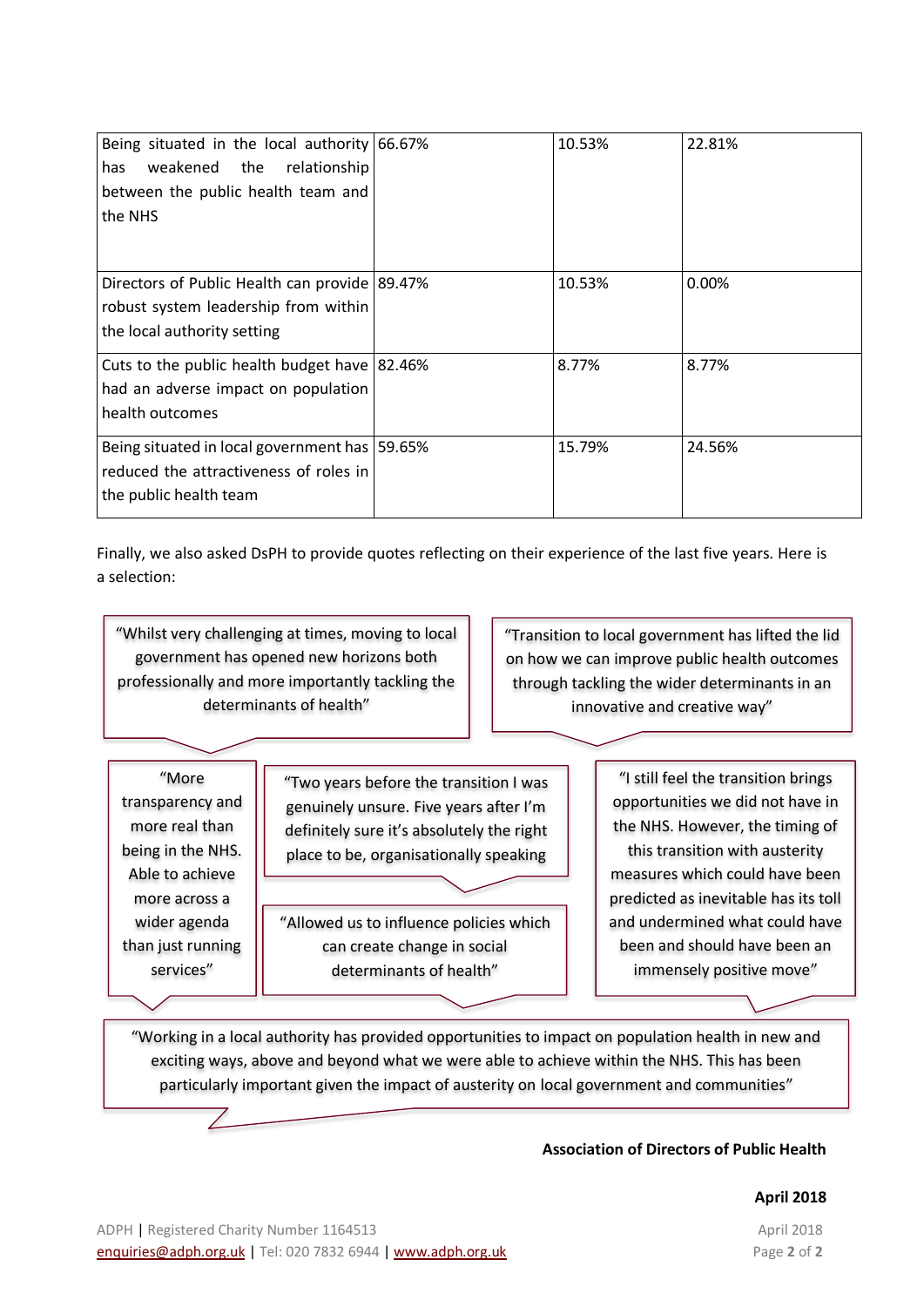| | | | |
|---|---|---|---|
| Being situated in the local authority has weakened the relationship between the public health team and the NHS | 66.67% | 10.53% | 22.81% |
| Directors of Public Health can provide robust system leadership from within the local authority setting | 89.47% | 10.53% | 0.00% |
| Cuts to the public health budget have had an adverse impact on population health outcomes | 82.46% | 8.77% | 8.77% |
| Being situated in local government has reduced the attractiveness of roles in the public health team | 59.65% | 15.79% | 24.56% |

Finally, we also asked DsPH to provide quotes reflecting on their experience of the last five years. Here is a selection:

"Whilst very challenging at times, moving to local government has opened new horizons both professionally and more importantly tackling the determinants of health"

"Transition to local government has lifted the lid on how we can improve public health outcomes through tackling the wider determinants in an innovative and creative way"

"More transparency and more real than being in the NHS. Able to achieve more across a wider agenda than just running services"

"Two years before the transition I was genuinely unsure. Five years after I'm definitely sure it's absolutely the right place to be, organisationally speaking

"Allowed us to influence policies which can create change in social determinants of health"

"I still feel the transition brings opportunities we did not have in the NHS. However, the timing of this transition with austerity measures which could have been predicted as inevitable has its toll and undermined what could have been and should have been an immensely positive move"

"Working in a local authority has provided opportunities to impact on population health in new and exciting ways, above and beyond what we were able to achieve within the NHS. This has been particularly important given the impact of austerity on local government and communities"

**Association of Directors of Public Health**

**April 2018**

ADPH | Registered Charity Number 1164513
enquiries@adph.org.uk | Tel: 020 7832 6944 | www.adph.org.uk